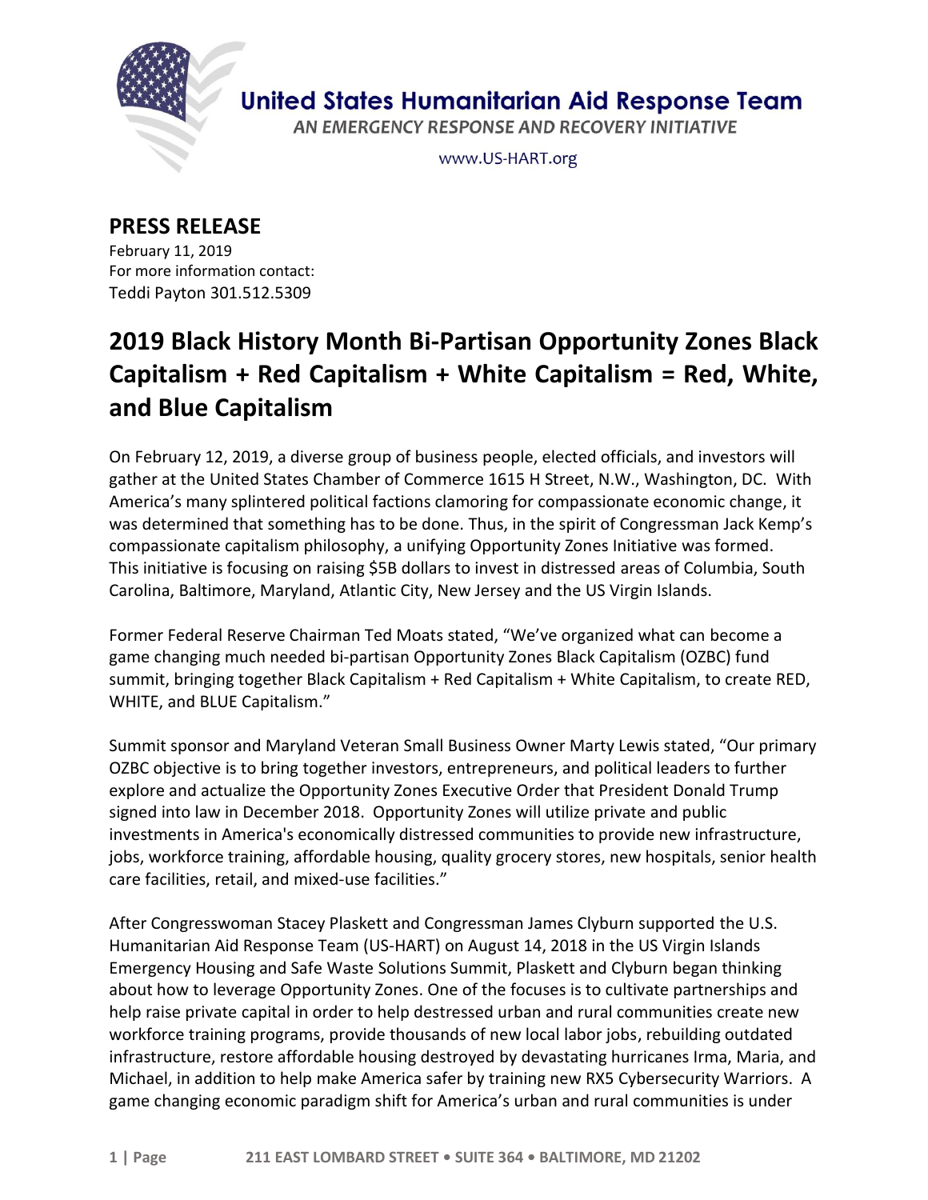United States Humanitarian Aid Response Team

*AN EMERGENCY RESPONSE AND RECOVERY INITIATIVE*

www.US-HART.org

## PRESS RELEASE

February 11, 2019
For more information contact:
Teddi Payton 301.512.5309

# 2019 Black History Month Bi-Partisan Opportunity Zones Black Capitalism + Red Capitalism + White Capitalism = Red, White, and Blue Capitalism

On February 12, 2019, a diverse group of business people, elected officials, and investors will gather at the United States Chamber of Commerce 1615 H Street, N.W., Washington, DC. With America's many splintered political factions clamoring for compassionate economic change, it was determined that something has to be done. Thus, in the spirit of Congressman Jack Kemp's compassionate capitalism philosophy, a unifying Opportunity Zones Initiative was formed. This initiative is focusing on raising $5B dollars to invest in distressed areas of Columbia, South Carolina, Baltimore, Maryland, Atlantic City, New Jersey and the US Virgin Islands.

Former Federal Reserve Chairman Ted Moats stated, "We've organized what can become a game changing much needed bi-partisan Opportunity Zones Black Capitalism (OZBC) fund summit, bringing together Black Capitalism + Red Capitalism + White Capitalism, to create RED, WHITE, and BLUE Capitalism."

Summit sponsor and Maryland Veteran Small Business Owner Marty Lewis stated, "Our primary OZBC objective is to bring together investors, entrepreneurs, and political leaders to further explore and actualize the Opportunity Zones Executive Order that President Donald Trump signed into law in December 2018. Opportunity Zones will utilize private and public investments in America's economically distressed communities to provide new infrastructure, jobs, workforce training, affordable housing, quality grocery stores, new hospitals, senior health care facilities, retail, and mixed-use facilities."

After Congresswoman Stacey Plaskett and Congressman James Clyburn supported the U.S. Humanitarian Aid Response Team (US-HART) on August 14, 2018 in the US Virgin Islands Emergency Housing and Safe Waste Solutions Summit, Plaskett and Clyburn began thinking about how to leverage Opportunity Zones. One of the focuses is to cultivate partnerships and help raise private capital in order to help destressed urban and rural communities create new workforce training programs, provide thousands of new local labor jobs, rebuilding outdated infrastructure, restore affordable housing destroyed by devastating hurricanes Irma, Maria, and Michael, in addition to help make America safer by training new RX5 Cybersecurity Warriors. A game changing economic paradigm shift for America's urban and rural communities is under

211 EAST LOMBARD STREET • SUITE 364 • BALTIMORE, MD 21202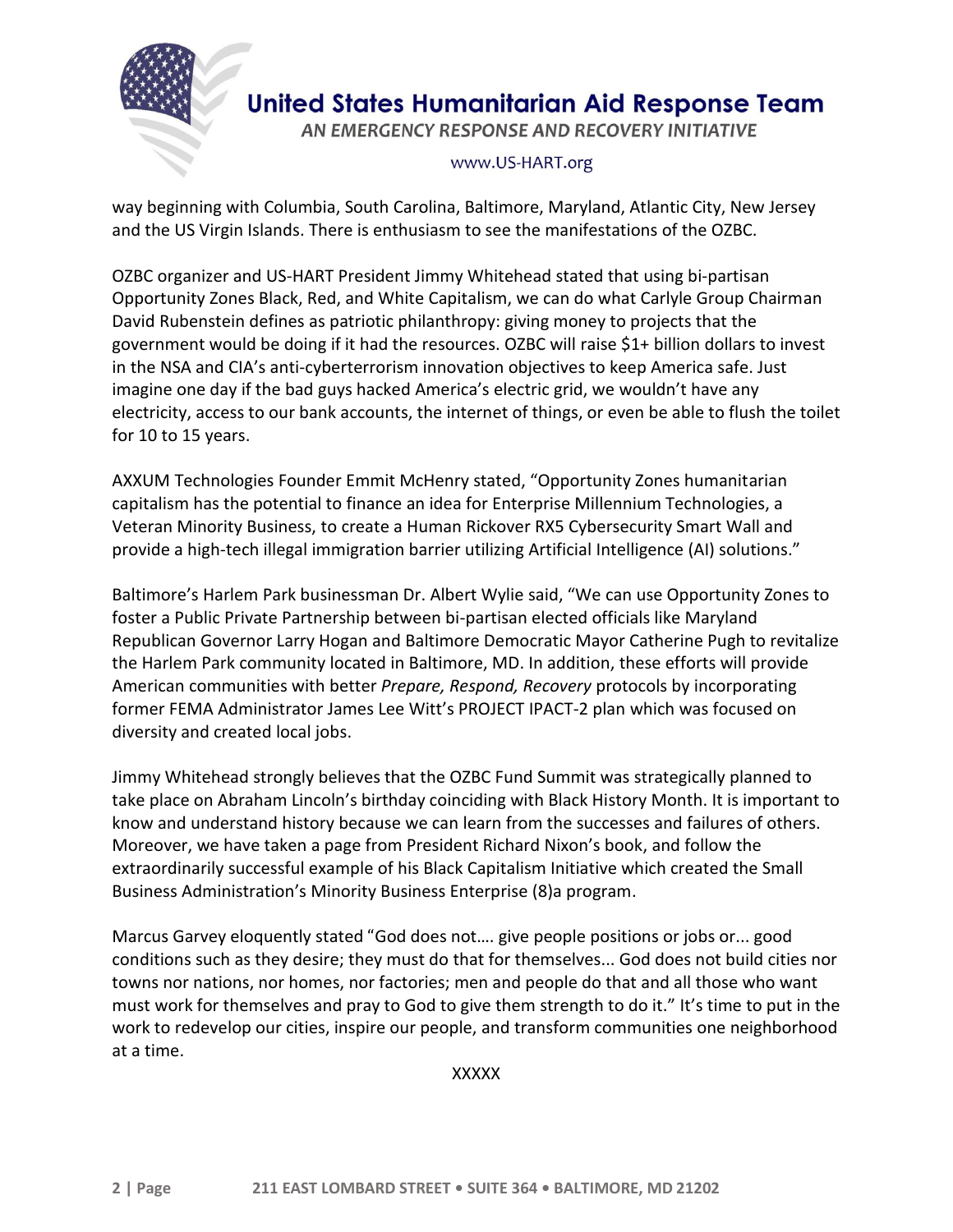way beginning with Columbia, South Carolina, Baltimore, Maryland, Atlantic City, New Jersey and the US Virgin Islands. There is enthusiasm to see the manifestations of the OZBC.

OZBC organizer and US-HART President Jimmy Whitehead stated that using bi-partisan Opportunity Zones Black, Red, and White Capitalism, we can do what Carlyle Group Chairman David Rubenstein defines as patriotic philanthropy: giving money to projects that the government would be doing if it had the resources. OZBC will raise $1+ billion dollars to invest in the NSA and CIA's anti-cyberterrorism innovation objectives to keep America safe. Just imagine one day if the bad guys hacked America's electric grid, we wouldn't have any electricity, access to our bank accounts, the internet of things, or even be able to flush the toilet for 10 to 15 years.

AXXUM Technologies Founder Emmit McHenry stated, "Opportunity Zones humanitarian capitalism has the potential to finance an idea for Enterprise Millennium Technologies, a Veteran Minority Business, to create a Human Rickover RX5 Cybersecurity Smart Wall and provide a high-tech illegal immigration barrier utilizing Artificial Intelligence (AI) solutions."

Baltimore's Harlem Park businessman Dr. Albert Wylie said, "We can use Opportunity Zones to foster a Public Private Partnership between bi-partisan elected officials like Maryland Republican Governor Larry Hogan and Baltimore Democratic Mayor Catherine Pugh to revitalize the Harlem Park community located in Baltimore, MD. In addition, these efforts will provide American communities with better *Prepare, Respond, Recovery* protocols by incorporating former FEMA Administrator James Lee Witt's PROJECT IPACT-2 plan which was focused on diversity and created local jobs.

Jimmy Whitehead strongly believes that the OZBC Fund Summit was strategically planned to take place on Abraham Lincoln's birthday coinciding with Black History Month. It is important to know and understand history because we can learn from the successes and failures of others. Moreover, we have taken a page from President Richard Nixon's book, and follow the extraordinarily successful example of his Black Capitalism Initiative which created the Small Business Administration's Minority Business Enterprise (8)a program.

Marcus Garvey eloquently stated "God does not…. give people positions or jobs or... good conditions such as they desire; they must do that for themselves... God does not build cities nor towns nor nations, nor homes, nor factories; men and people do that and all those who want must work for themselves and pray to God to give them strength to do it." It's time to put in the work to redevelop our cities, inspire our people, and transform communities one neighborhood at a time.

XXXXX